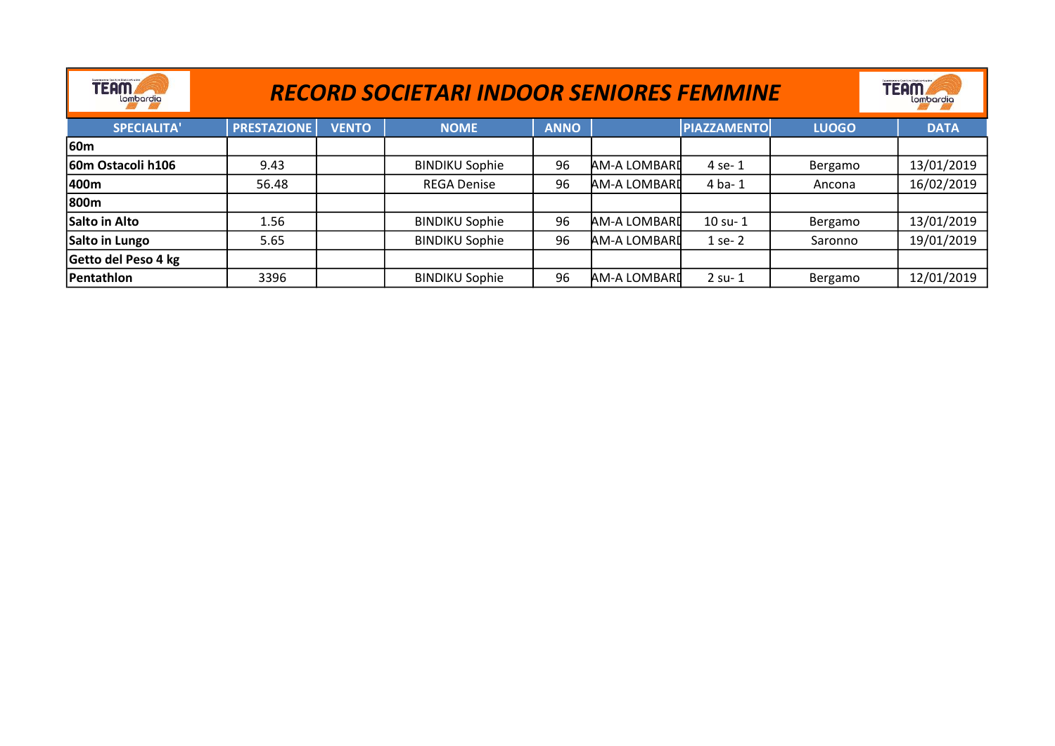# RECORD SOCIETARI INDOOR SENIORES FEMMINE

| SPECIALITA' | PRESTAZIONE | VENTO | NOME | ANNO | | PIAZZAMENTO | LUOGO | DATA |
|---|---|---|---|---|---|---|---|---|
| **60m** | | | | | | | | |
| **60m Ostacoli h106** | 9.43 | | BINDIKU Sophie | 96 | AM-A LOMBARD | 4 se- 1 | Bergamo | 13/01/2019 |
| **400m** | 56.48 | | REGA Denise | 96 | AM-A LOMBARD | 4 ba- 1 | Ancona | 16/02/2019 |
| **800m** | | | | | | | | |
| **Salto in Alto** | 1.56 | | BINDIKU Sophie | 96 | AM-A LOMBARD | 10 su- 1 | Bergamo | 13/01/2019 |
| **Salto in Lungo** | 5.65 | | BINDIKU Sophie | 96 | AM-A LOMBARD | 1 se- 2 | Saronno | 19/01/2019 |
| **Getto del Peso 4 kg** | | | | | | | | |
| **Pentathlon** | 3396 | | BINDIKU Sophie | 96 | AM-A LOMBARD | 2 su- 1 | Bergamo | 12/01/2019 |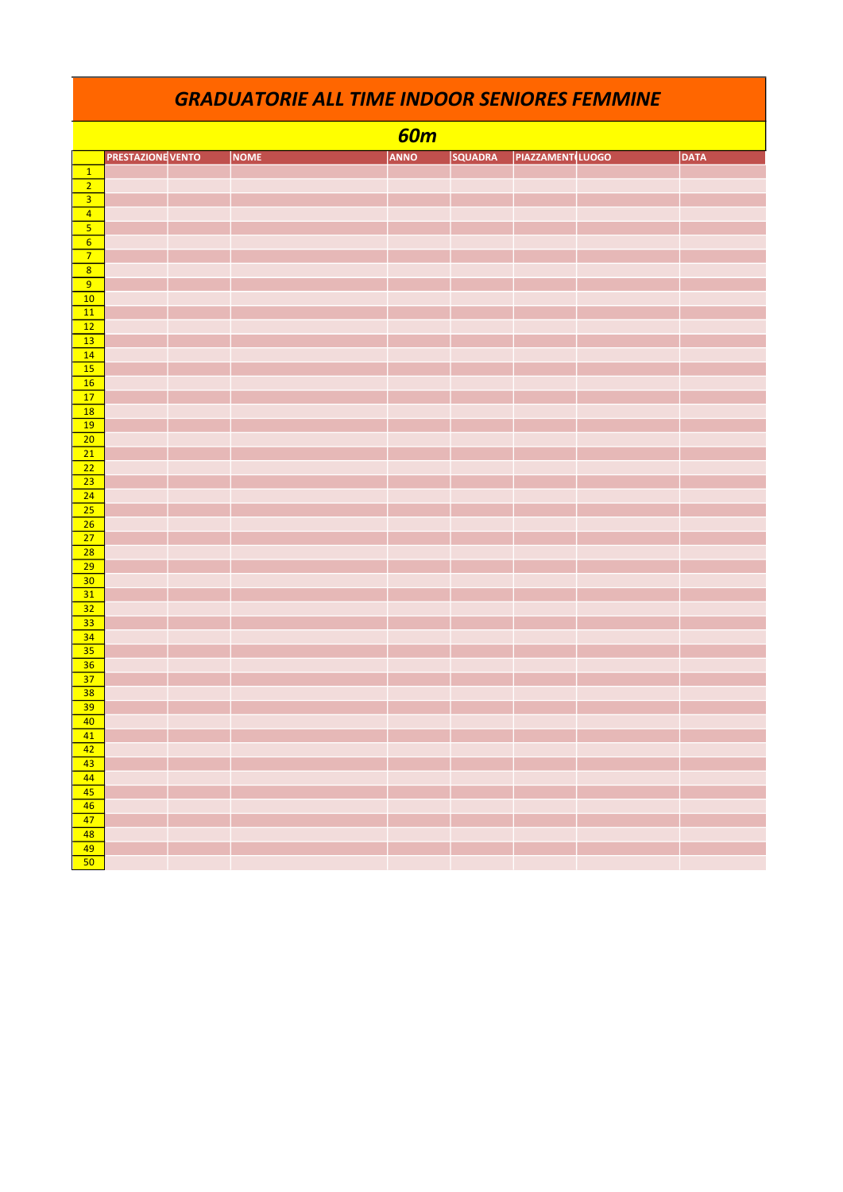# GRADUATORIE ALL TIME INDOOR SENIORES FEMMINE

## 60m

| | PRESTAZIONE | VENTO | NOME | ANNO | SQUADRA | PIAZZAMENTO | LUOGO | DATA |
|---|---|---|---|---|---|---|---|---|
| 1 | | | | | | | | |
| 2 | | | | | | | | |
| 3 | | | | | | | | |
| 4 | | | | | | | | |
| 5 | | | | | | | | |
| 6 | | | | | | | | |
| 7 | | | | | | | | |
| 8 | | | | | | | | |
| 9 | | | | | | | | |
| 10 | | | | | | | | |
| 11 | | | | | | | | |
| 12 | | | | | | | | |
| 13 | | | | | | | | |
| 14 | | | | | | | | |
| 15 | | | | | | | | |
| 16 | | | | | | | | |
| 17 | | | | | | | | |
| 18 | | | | | | | | |
| 19 | | | | | | | | |
| 20 | | | | | | | | |
| 21 | | | | | | | | |
| 22 | | | | | | | | |
| 23 | | | | | | | | |
| 24 | | | | | | | | |
| 25 | | | | | | | | |
| 26 | | | | | | | | |
| 27 | | | | | | | | |
| 28 | | | | | | | | |
| 29 | | | | | | | | |
| 30 | | | | | | | | |
| 31 | | | | | | | | |
| 32 | | | | | | | | |
| 33 | | | | | | | | |
| 34 | | | | | | | | |
| 35 | | | | | | | | |
| 36 | | | | | | | | |
| 37 | | | | | | | | |
| 38 | | | | | | | | |
| 39 | | | | | | | | |
| 40 | | | | | | | | |
| 41 | | | | | | | | |
| 42 | | | | | | | | |
| 43 | | | | | | | | |
| 44 | | | | | | | | |
| 45 | | | | | | | | |
| 46 | | | | | | | | |
| 47 | | | | | | | | |
| 48 | | | | | | | | |
| 49 | | | | | | | | |
| 50 | | | | | | | | |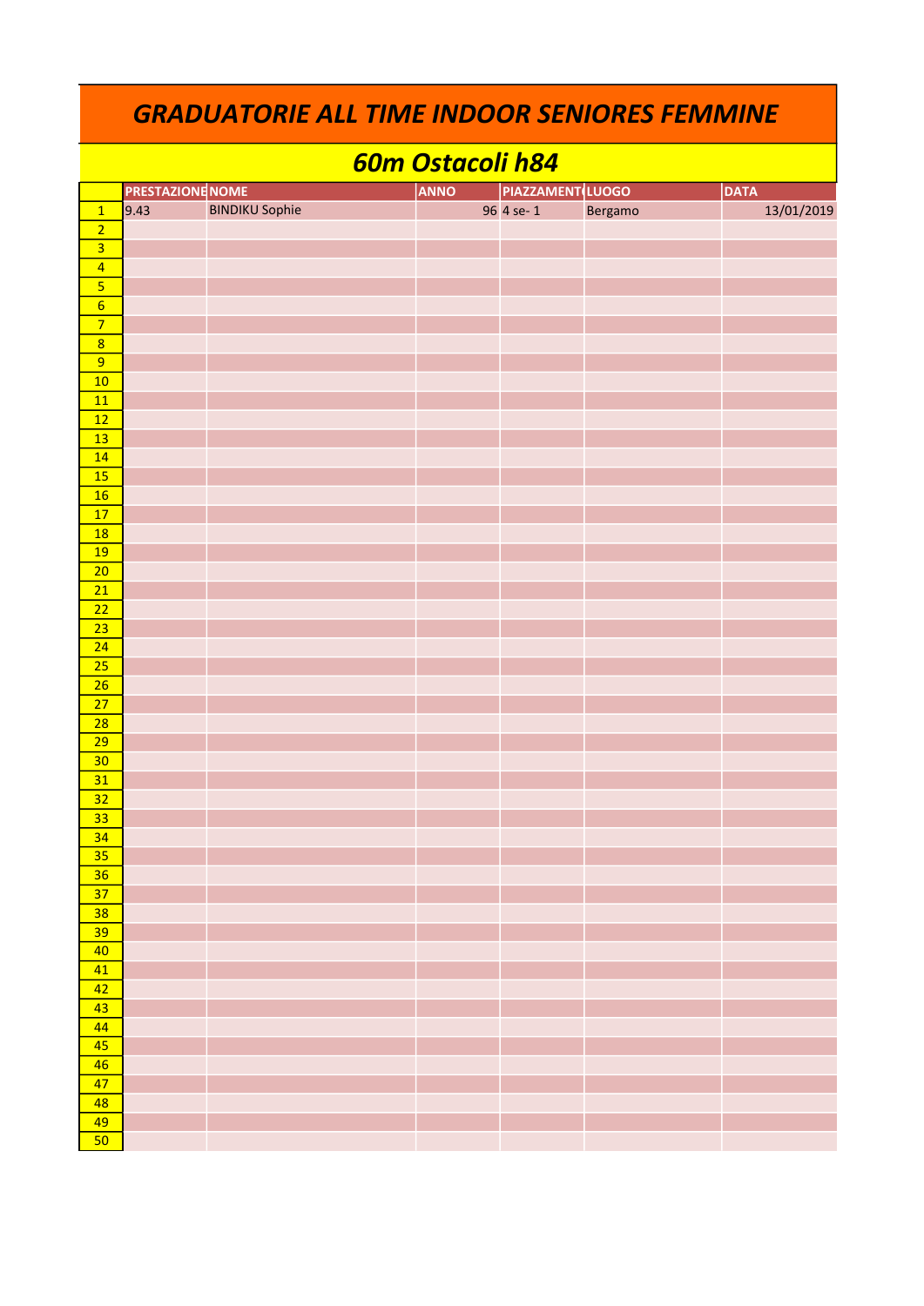# GRADUATORIE ALL TIME INDOOR SENIORES FEMMINE

## 60m Ostacoli h84

| | PRESTAZIONE | NOME | ANNO | PIAZZAMENTO | LUOGO | DATA |
|---|---|---|---|---|---|---|
| 1 | 9.43 | BINDIKU Sophie | 96 | 4 se- 1 | Bergamo | 13/01/2019 |
| 2 | | | | | | |
| 3 | | | | | | |
| 4 | | | | | | |
| 5 | | | | | | |
| 6 | | | | | | |
| 7 | | | | | | |
| 8 | | | | | | |
| 9 | | | | | | |
| 10 | | | | | | |
| 11 | | | | | | |
| 12 | | | | | | |
| 13 | | | | | | |
| 14 | | | | | | |
| 15 | | | | | | |
| 16 | | | | | | |
| 17 | | | | | | |
| 18 | | | | | | |
| 19 | | | | | | |
| 20 | | | | | | |
| 21 | | | | | | |
| 22 | | | | | | |
| 23 | | | | | | |
| 24 | | | | | | |
| 25 | | | | | | |
| 26 | | | | | | |
| 27 | | | | | | |
| 28 | | | | | | |
| 29 | | | | | | |
| 30 | | | | | | |
| 31 | | | | | | |
| 32 | | | | | | |
| 33 | | | | | | |
| 34 | | | | | | |
| 35 | | | | | | |
| 36 | | | | | | |
| 37 | | | | | | |
| 38 | | | | | | |
| 39 | | | | | | |
| 40 | | | | | | |
| 41 | | | | | | |
| 42 | | | | | | |
| 43 | | | | | | |
| 44 | | | | | | |
| 45 | | | | | | |
| 46 | | | | | | |
| 47 | | | | | | |
| 48 | | | | | | |
| 49 | | | | | | |
| 50 | | | | | | |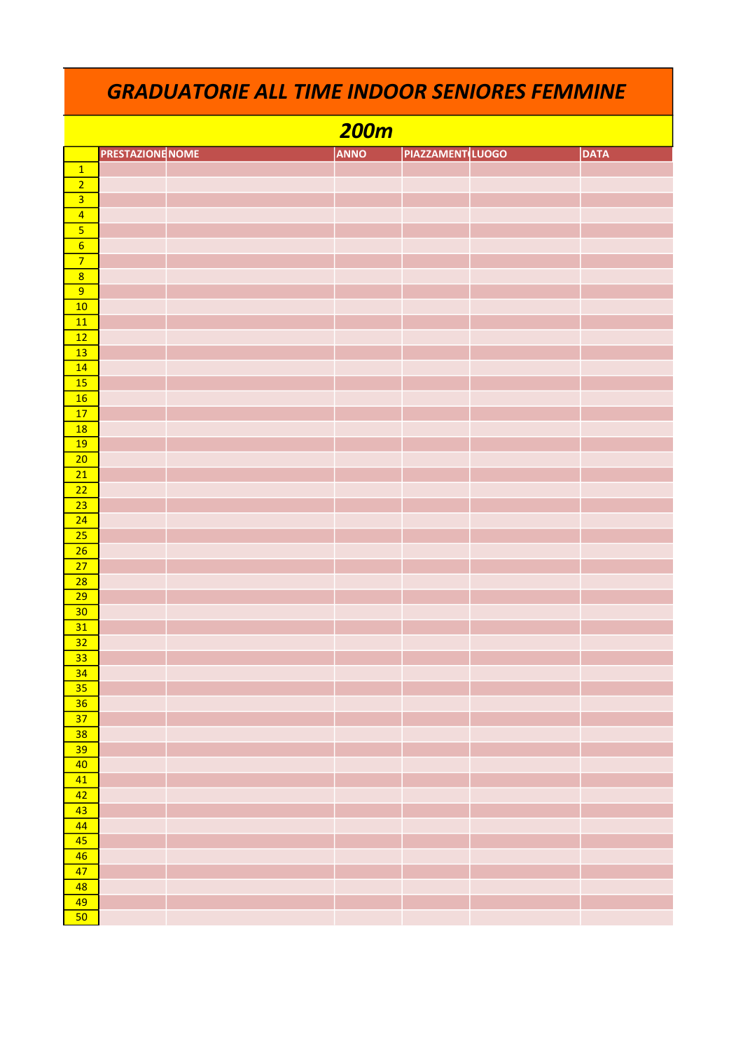# GRADUATORIE ALL TIME INDOOR SENIORES FEMMINE

## 200m

| | PRESTAZIONE | NOME | ANNO | PIAZZAMENTO | LUOGO | DATA |
|---|---|---|---|---|---|---|
| 1 | | | | | | |
| 2 | | | | | | |
| 3 | | | | | | |
| 4 | | | | | | |
| 5 | | | | | | |
| 6 | | | | | | |
| 7 | | | | | | |
| 8 | | | | | | |
| 9 | | | | | | |
| 10 | | | | | | |
| 11 | | | | | | |
| 12 | | | | | | |
| 13 | | | | | | |
| 14 | | | | | | |
| 15 | | | | | | |
| 16 | | | | | | |
| 17 | | | | | | |
| 18 | | | | | | |
| 19 | | | | | | |
| 20 | | | | | | |
| 21 | | | | | | |
| 22 | | | | | | |
| 23 | | | | | | |
| 24 | | | | | | |
| 25 | | | | | | |
| 26 | | | | | | |
| 27 | | | | | | |
| 28 | | | | | | |
| 29 | | | | | | |
| 30 | | | | | | |
| 31 | | | | | | |
| 32 | | | | | | |
| 33 | | | | | | |
| 34 | | | | | | |
| 35 | | | | | | |
| 36 | | | | | | |
| 37 | | | | | | |
| 38 | | | | | | |
| 39 | | | | | | |
| 40 | | | | | | |
| 41 | | | | | | |
| 42 | | | | | | |
| 43 | | | | | | |
| 44 | | | | | | |
| 45 | | | | | | |
| 46 | | | | | | |
| 47 | | | | | | |
| 48 | | | | | | |
| 49 | | | | | | |
| 50 | | | | | | |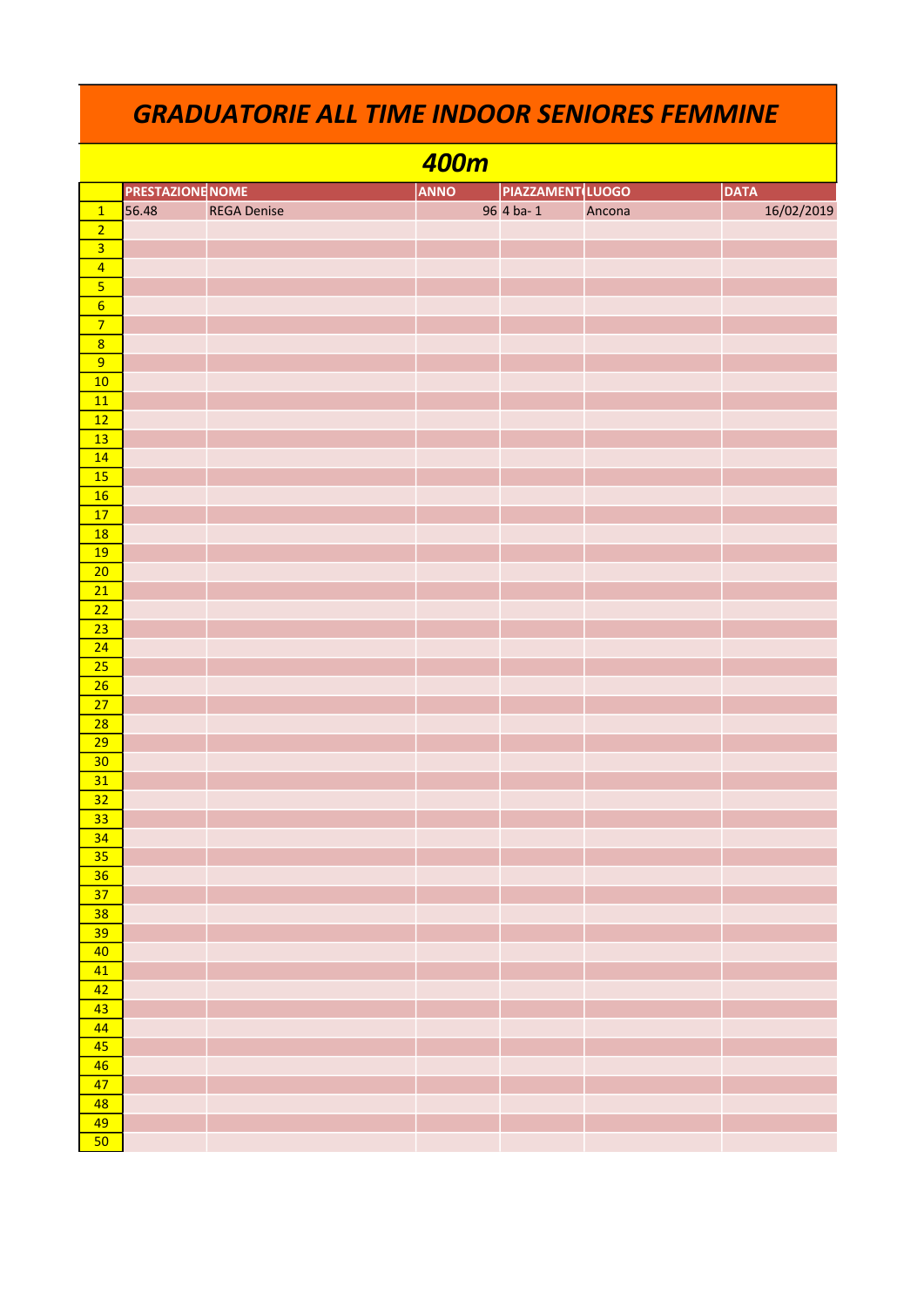# GRADUATORIE ALL TIME INDOOR SENIORES FEMMINE

## 400m

| | PRESTAZIONE | NOME | ANNO | PIAZZAMENTO | LUOGO | DATA |
|---|---|---|---|---|---|---|
| 1 | 56.48 | REGA Denise | 96 | 4 ba- 1 | Ancona | 16/02/2019 |
| 2 | | | | | | |
| 3 | | | | | | |
| 4 | | | | | | |
| 5 | | | | | | |
| 6 | | | | | | |
| 7 | | | | | | |
| 8 | | | | | | |
| 9 | | | | | | |
| 10 | | | | | | |
| 11 | | | | | | |
| 12 | | | | | | |
| 13 | | | | | | |
| 14 | | | | | | |
| 15 | | | | | | |
| 16 | | | | | | |
| 17 | | | | | | |
| 18 | | | | | | |
| 19 | | | | | | |
| 20 | | | | | | |
| 21 | | | | | | |
| 22 | | | | | | |
| 23 | | | | | | |
| 24 | | | | | | |
| 25 | | | | | | |
| 26 | | | | | | |
| 27 | | | | | | |
| 28 | | | | | | |
| 29 | | | | | | |
| 30 | | | | | | |
| 31 | | | | | | |
| 32 | | | | | | |
| 33 | | | | | | |
| 34 | | | | | | |
| 35 | | | | | | |
| 36 | | | | | | |
| 37 | | | | | | |
| 38 | | | | | | |
| 39 | | | | | | |
| 40 | | | | | | |
| 41 | | | | | | |
| 42 | | | | | | |
| 43 | | | | | | |
| 44 | | | | | | |
| 45 | | | | | | |
| 46 | | | | | | |
| 47 | | | | | | |
| 48 | | | | | | |
| 49 | | | | | | |
| 50 | | | | | | |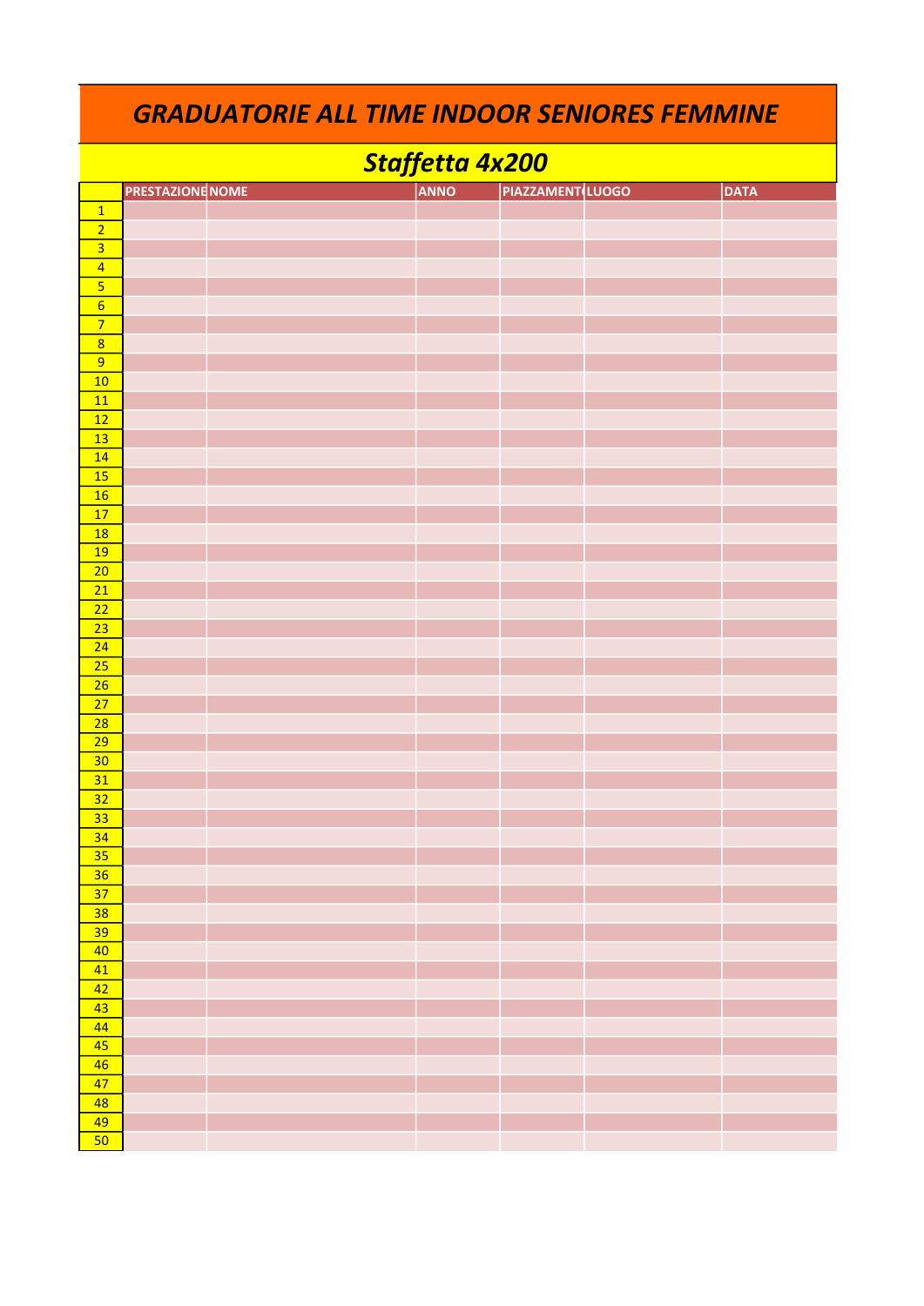# GRADUATORIE ALL TIME INDOOR SENIORES FEMMINE

## Staffetta 4x200

| | PRESTAZIONE | NOME | ANNO | PIAZZAMENTO | LUOGO | DATA |
|---|---|---|---|---|---|---|
| 1 | | | | | | |
| 2 | | | | | | |
| 3 | | | | | | |
| 4 | | | | | | |
| 5 | | | | | | |
| 6 | | | | | | |
| 7 | | | | | | |
| 8 | | | | | | |
| 9 | | | | | | |
| 10 | | | | | | |
| 11 | | | | | | |
| 12 | | | | | | |
| 13 | | | | | | |
| 14 | | | | | | |
| 15 | | | | | | |
| 16 | | | | | | |
| 17 | | | | | | |
| 18 | | | | | | |
| 19 | | | | | | |
| 20 | | | | | | |
| 21 | | | | | | |
| 22 | | | | | | |
| 23 | | | | | | |
| 24 | | | | | | |
| 25 | | | | | | |
| 26 | | | | | | |
| 27 | | | | | | |
| 28 | | | | | | |
| 29 | | | | | | |
| 30 | | | | | | |
| 31 | | | | | | |
| 32 | | | | | | |
| 33 | | | | | | |
| 34 | | | | | | |
| 35 | | | | | | |
| 36 | | | | | | |
| 37 | | | | | | |
| 38 | | | | | | |
| 39 | | | | | | |
| 40 | | | | | | |
| 41 | | | | | | |
| 42 | | | | | | |
| 43 | | | | | | |
| 44 | | | | | | |
| 45 | | | | | | |
| 46 | | | | | | |
| 47 | | | | | | |
| 48 | | | | | | |
| 49 | | | | | | |
| 50 | | | | | | |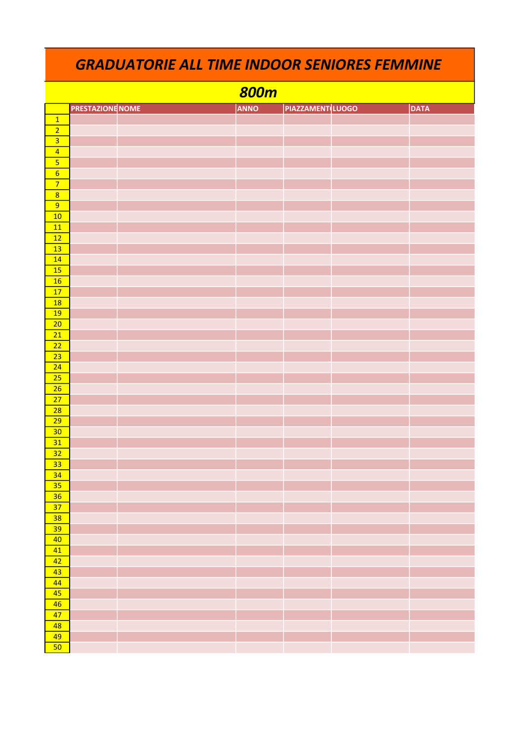# GRADUATORIE ALL TIME INDOOR SENIORES FEMMINE

## 800m

| | PRESTAZIONE | NOME | ANNO | PIAZZAMENTO | LUOGO | DATA |
|---|---|---|---|---|---|---|
| 1 | | | | | | |
| 2 | | | | | | |
| 3 | | | | | | |
| 4 | | | | | | |
| 5 | | | | | | |
| 6 | | | | | | |
| 7 | | | | | | |
| 8 | | | | | | |
| 9 | | | | | | |
| 10 | | | | | | |
| 11 | | | | | | |
| 12 | | | | | | |
| 13 | | | | | | |
| 14 | | | | | | |
| 15 | | | | | | |
| 16 | | | | | | |
| 17 | | | | | | |
| 18 | | | | | | |
| 19 | | | | | | |
| 20 | | | | | | |
| 21 | | | | | | |
| 22 | | | | | | |
| 23 | | | | | | |
| 24 | | | | | | |
| 25 | | | | | | |
| 26 | | | | | | |
| 27 | | | | | | |
| 28 | | | | | | |
| 29 | | | | | | |
| 30 | | | | | | |
| 31 | | | | | | |
| 32 | | | | | | |
| 33 | | | | | | |
| 34 | | | | | | |
| 35 | | | | | | |
| 36 | | | | | | |
| 37 | | | | | | |
| 38 | | | | | | |
| 39 | | | | | | |
| 40 | | | | | | |
| 41 | | | | | | |
| 42 | | | | | | |
| 43 | | | | | | |
| 44 | | | | | | |
| 45 | | | | | | |
| 46 | | | | | | |
| 47 | | | | | | |
| 48 | | | | | | |
| 49 | | | | | | |
| 50 | | | | | | |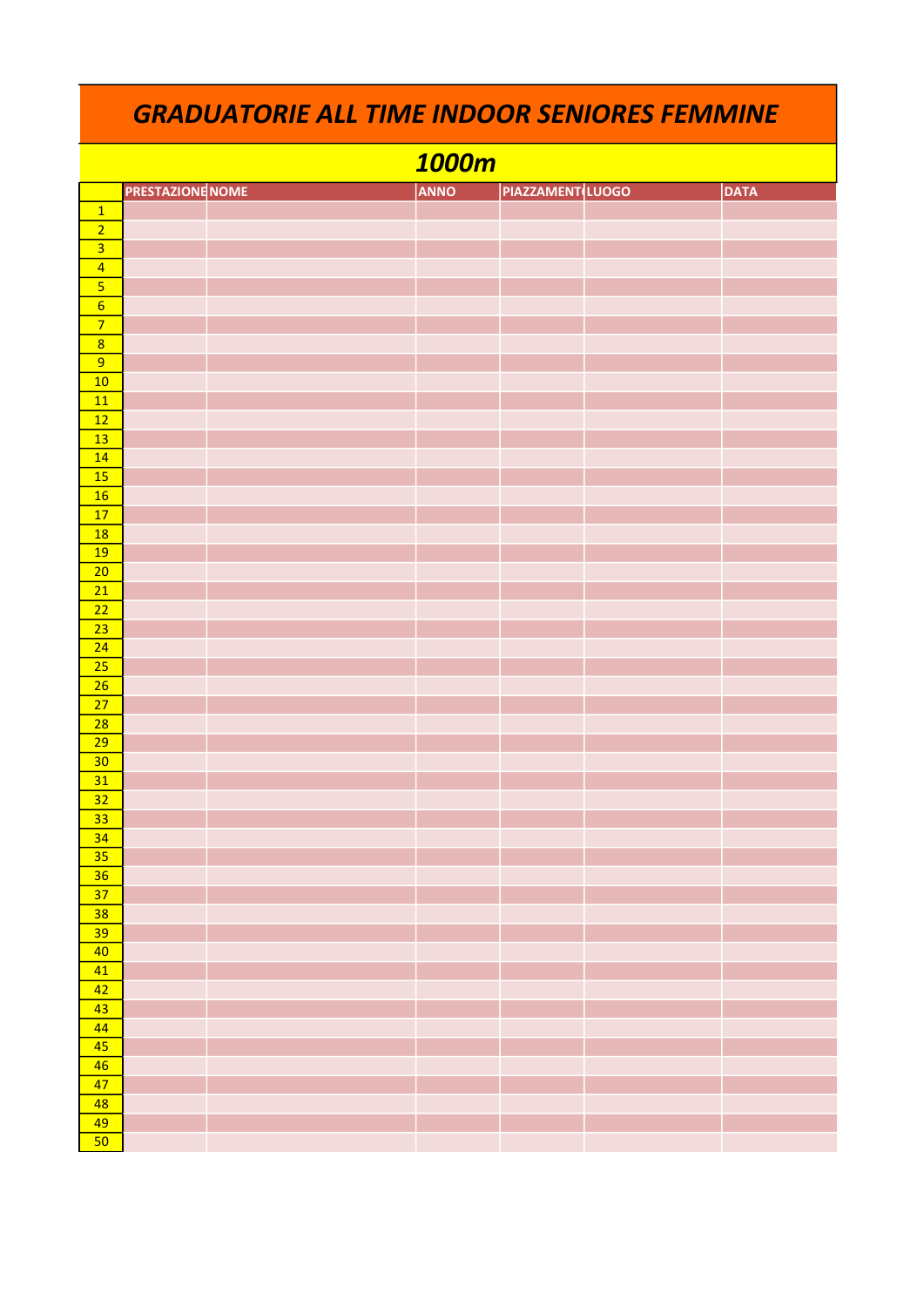# GRADUATORIE ALL TIME INDOOR SENIORES FEMMINE

## 1000m

| | PRESTAZIONE | NOME | ANNO | PIAZZAMENTO | LUOGO | DATA |
|---|---|---|---|---|---|---|
| 1 | | | | | | |
| 2 | | | | | | |
| 3 | | | | | | |
| 4 | | | | | | |
| 5 | | | | | | |
| 6 | | | | | | |
| 7 | | | | | | |
| 8 | | | | | | |
| 9 | | | | | | |
| 10 | | | | | | |
| 11 | | | | | | |
| 12 | | | | | | |
| 13 | | | | | | |
| 14 | | | | | | |
| 15 | | | | | | |
| 16 | | | | | | |
| 17 | | | | | | |
| 18 | | | | | | |
| 19 | | | | | | |
| 20 | | | | | | |
| 21 | | | | | | |
| 22 | | | | | | |
| 23 | | | | | | |
| 24 | | | | | | |
| 25 | | | | | | |
| 26 | | | | | | |
| 27 | | | | | | |
| 28 | | | | | | |
| 29 | | | | | | |
| 30 | | | | | | |
| 31 | | | | | | |
| 32 | | | | | | |
| 33 | | | | | | |
| 34 | | | | | | |
| 35 | | | | | | |
| 36 | | | | | | |
| 37 | | | | | | |
| 38 | | | | | | |
| 39 | | | | | | |
| 40 | | | | | | |
| 41 | | | | | | |
| 42 | | | | | | |
| 43 | | | | | | |
| 44 | | | | | | |
| 45 | | | | | | |
| 46 | | | | | | |
| 47 | | | | | | |
| 48 | | | | | | |
| 49 | | | | | | |
| 50 | | | | | | |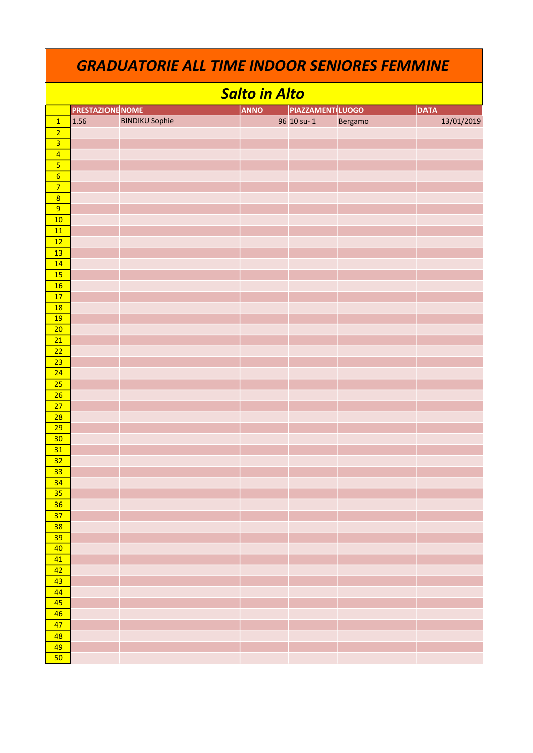# GRADUATORIE ALL TIME INDOOR SENIORES FEMMINE

## Salto in Alto

| | PRESTAZIONE | NOME | ANNO | PIAZZAMENTO | LUOGO | DATA |
|---|---|---|---|---|---|---|
| 1 | 1.56 | BINDIKU Sophie | 96 | 10 su- 1 | Bergamo | 13/01/2019 |
| 2 | | | | | | |
| 3 | | | | | | |
| 4 | | | | | | |
| 5 | | | | | | |
| 6 | | | | | | |
| 7 | | | | | | |
| 8 | | | | | | |
| 9 | | | | | | |
| 10 | | | | | | |
| 11 | | | | | | |
| 12 | | | | | | |
| 13 | | | | | | |
| 14 | | | | | | |
| 15 | | | | | | |
| 16 | | | | | | |
| 17 | | | | | | |
| 18 | | | | | | |
| 19 | | | | | | |
| 20 | | | | | | |
| 21 | | | | | | |
| 22 | | | | | | |
| 23 | | | | | | |
| 24 | | | | | | |
| 25 | | | | | | |
| 26 | | | | | | |
| 27 | | | | | | |
| 28 | | | | | | |
| 29 | | | | | | |
| 30 | | | | | | |
| 31 | | | | | | |
| 32 | | | | | | |
| 33 | | | | | | |
| 34 | | | | | | |
| 35 | | | | | | |
| 36 | | | | | | |
| 37 | | | | | | |
| 38 | | | | | | |
| 39 | | | | | | |
| 40 | | | | | | |
| 41 | | | | | | |
| 42 | | | | | | |
| 43 | | | | | | |
| 44 | | | | | | |
| 45 | | | | | | |
| 46 | | | | | | |
| 47 | | | | | | |
| 48 | | | | | | |
| 49 | | | | | | |
| 50 | | | | | | |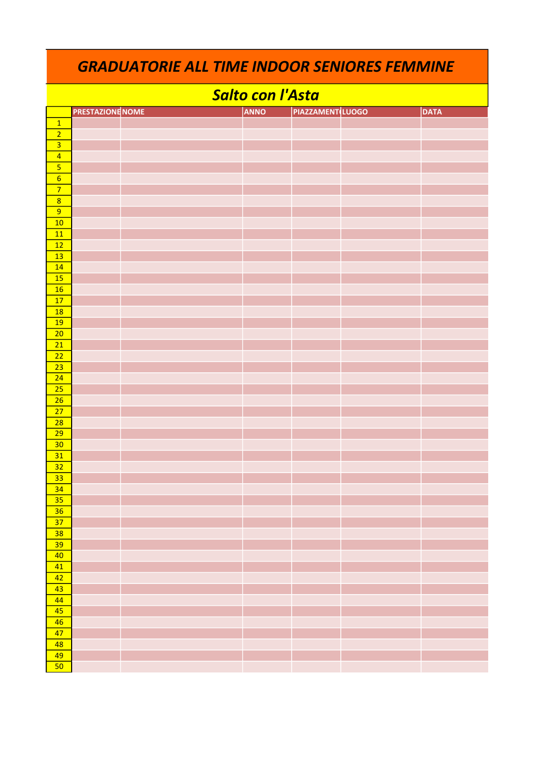# GRADUATORIE ALL TIME INDOOR SENIORES FEMMINE

## Salto con l'Asta

| | PRESTAZIONE | NOME | ANNO | PIAZZAMENTO | LUOGO | DATA |
|---|---|---|---|---|---|---|
| 1 | | | | | | |
| 2 | | | | | | |
| 3 | | | | | | |
| 4 | | | | | | |
| 5 | | | | | | |
| 6 | | | | | | |
| 7 | | | | | | |
| 8 | | | | | | |
| 9 | | | | | | |
| 10 | | | | | | |
| 11 | | | | | | |
| 12 | | | | | | |
| 13 | | | | | | |
| 14 | | | | | | |
| 15 | | | | | | |
| 16 | | | | | | |
| 17 | | | | | | |
| 18 | | | | | | |
| 19 | | | | | | |
| 20 | | | | | | |
| 21 | | | | | | |
| 22 | | | | | | |
| 23 | | | | | | |
| 24 | | | | | | |
| 25 | | | | | | |
| 26 | | | | | | |
| 27 | | | | | | |
| 28 | | | | | | |
| 29 | | | | | | |
| 30 | | | | | | |
| 31 | | | | | | |
| 32 | | | | | | |
| 33 | | | | | | |
| 34 | | | | | | |
| 35 | | | | | | |
| 36 | | | | | | |
| 37 | | | | | | |
| 38 | | | | | | |
| 39 | | | | | | |
| 40 | | | | | | |
| 41 | | | | | | |
| 42 | | | | | | |
| 43 | | | | | | |
| 44 | | | | | | |
| 45 | | | | | | |
| 46 | | | | | | |
| 47 | | | | | | |
| 48 | | | | | | |
| 49 | | | | | | |
| 50 | | | | | | |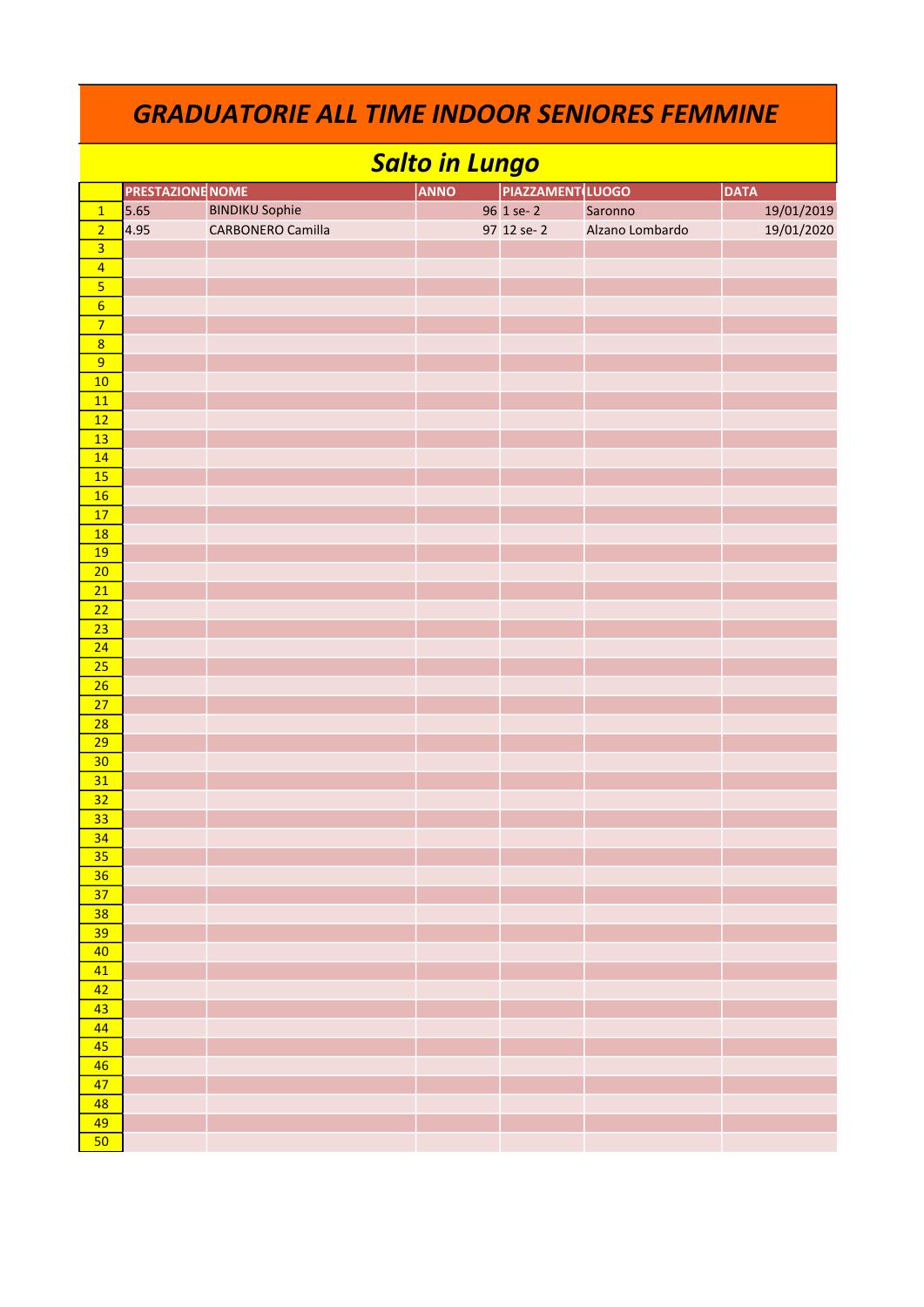# GRADUATORIE ALL TIME INDOOR SENIORES FEMMINE

## Salto in Lungo

| | PRESTAZIONE | NOME | ANNO | PIAZZAMENTO | LUOGO | DATA |
|---|---|---|---|---|---|---|
| 1 | 5.65 | BINDIKU Sophie | 96 | 1 se- 2 | Saronno | 19/01/2019 |
| 2 | 4.95 | CARBONERO Camilla | 97 | 12 se- 2 | Alzano Lombardo | 19/01/2020 |
| 3 | | | | | | |
| 4 | | | | | | |
| 5 | | | | | | |
| 6 | | | | | | |
| 7 | | | | | | |
| 8 | | | | | | |
| 9 | | | | | | |
| 10 | | | | | | |
| 11 | | | | | | |
| 12 | | | | | | |
| 13 | | | | | | |
| 14 | | | | | | |
| 15 | | | | | | |
| 16 | | | | | | |
| 17 | | | | | | |
| 18 | | | | | | |
| 19 | | | | | | |
| 20 | | | | | | |
| 21 | | | | | | |
| 22 | | | | | | |
| 23 | | | | | | |
| 24 | | | | | | |
| 25 | | | | | | |
| 26 | | | | | | |
| 27 | | | | | | |
| 28 | | | | | | |
| 29 | | | | | | |
| 30 | | | | | | |
| 31 | | | | | | |
| 32 | | | | | | |
| 33 | | | | | | |
| 34 | | | | | | |
| 35 | | | | | | |
| 36 | | | | | | |
| 37 | | | | | | |
| 38 | | | | | | |
| 39 | | | | | | |
| 40 | | | | | | |
| 41 | | | | | | |
| 42 | | | | | | |
| 43 | | | | | | |
| 44 | | | | | | |
| 45 | | | | | | |
| 46 | | | | | | |
| 47 | | | | | | |
| 48 | | | | | | |
| 49 | | | | | | |
| 50 | | | | | | |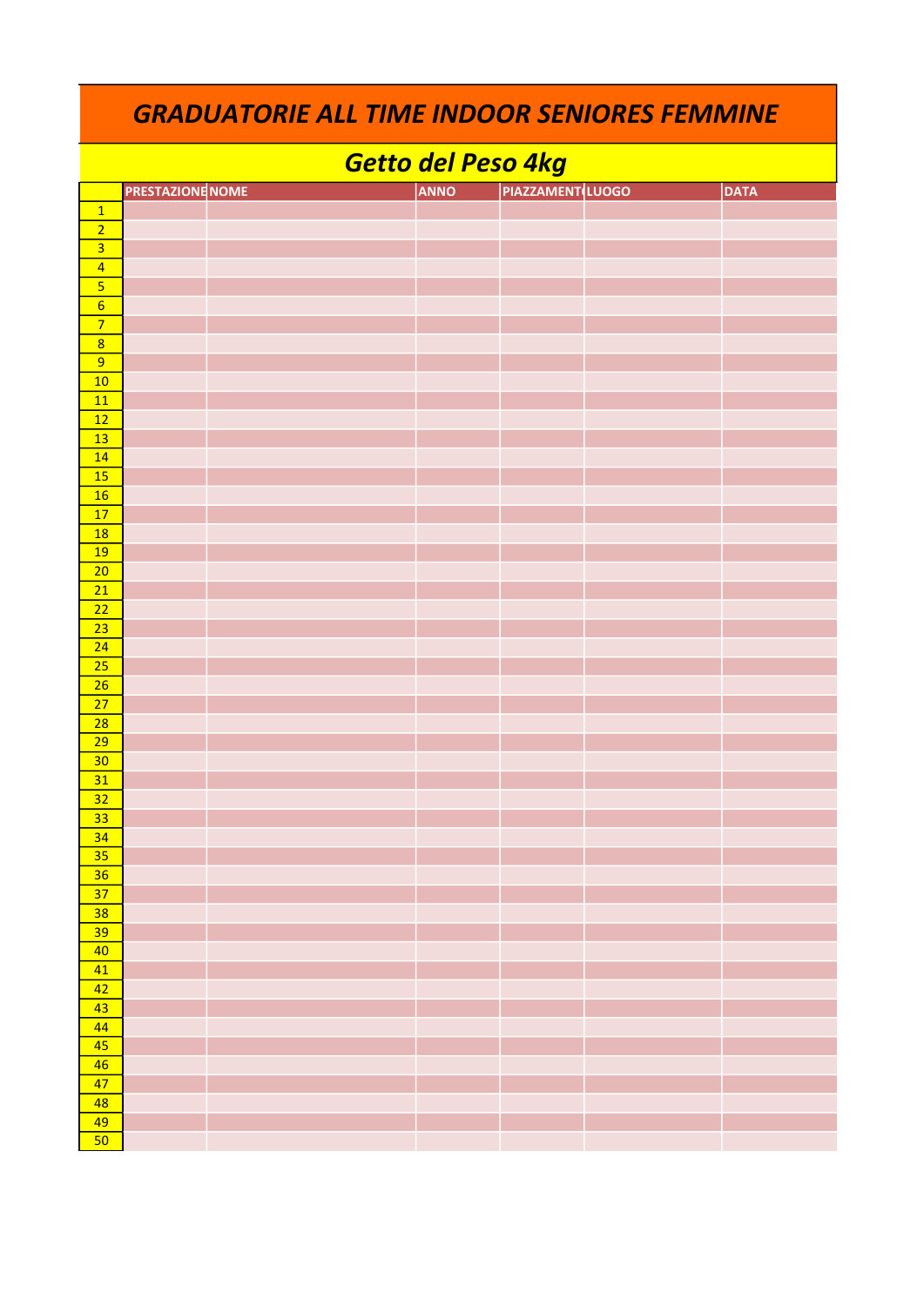# GRADUATORIE ALL TIME INDOOR SENIORES FEMMINE

## Getto del Peso 4kg

| | PRESTAZIONE | NOME | ANNO | PIAZZAMENTO | LUOGO | DATA |
|---|---|---|---|---|---|---|
| 1 | | | | | | |
| 2 | | | | | | |
| 3 | | | | | | |
| 4 | | | | | | |
| 5 | | | | | | |
| 6 | | | | | | |
| 7 | | | | | | |
| 8 | | | | | | |
| 9 | | | | | | |
| 10 | | | | | | |
| 11 | | | | | | |
| 12 | | | | | | |
| 13 | | | | | | |
| 14 | | | | | | |
| 15 | | | | | | |
| 16 | | | | | | |
| 17 | | | | | | |
| 18 | | | | | | |
| 19 | | | | | | |
| 20 | | | | | | |
| 21 | | | | | | |
| 22 | | | | | | |
| 23 | | | | | | |
| 24 | | | | | | |
| 25 | | | | | | |
| 26 | | | | | | |
| 27 | | | | | | |
| 28 | | | | | | |
| 29 | | | | | | |
| 30 | | | | | | |
| 31 | | | | | | |
| 32 | | | | | | |
| 33 | | | | | | |
| 34 | | | | | | |
| 35 | | | | | | |
| 36 | | | | | | |
| 37 | | | | | | |
| 38 | | | | | | |
| 39 | | | | | | |
| 40 | | | | | | |
| 41 | | | | | | |
| 42 | | | | | | |
| 43 | | | | | | |
| 44 | | | | | | |
| 45 | | | | | | |
| 46 | | | | | | |
| 47 | | | | | | |
| 48 | | | | | | |
| 49 | | | | | | |
| 50 | | | | | | |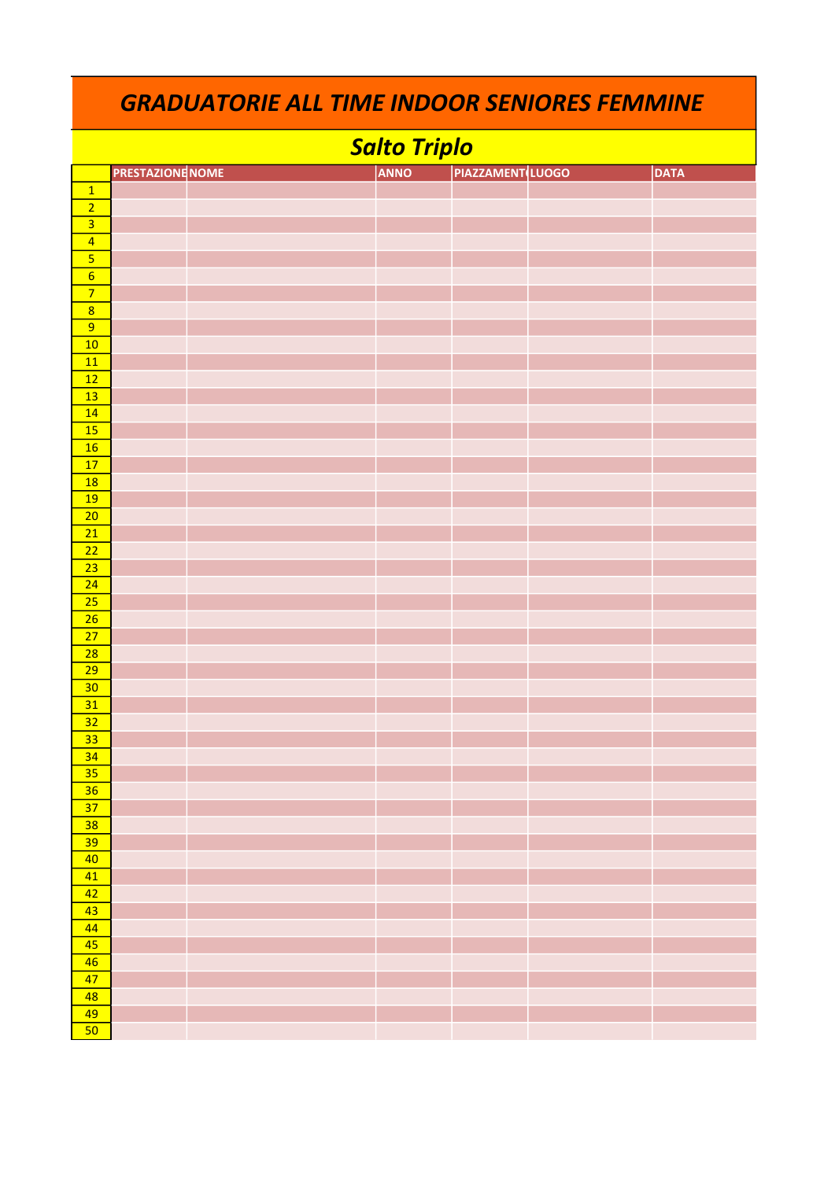# GRADUATORIE ALL TIME INDOOR SENIORES FEMMINE

## Salto Triplo

| | PRESTAZIONE | NOME | ANNO | PIAZZAMENTO | LUOGO | DATA |
|---|---|---|---|---|---|---|
| 1 | | | | | | |
| 2 | | | | | | |
| 3 | | | | | | |
| 4 | | | | | | |
| 5 | | | | | | |
| 6 | | | | | | |
| 7 | | | | | | |
| 8 | | | | | | |
| 9 | | | | | | |
| 10 | | | | | | |
| 11 | | | | | | |
| 12 | | | | | | |
| 13 | | | | | | |
| 14 | | | | | | |
| 15 | | | | | | |
| 16 | | | | | | |
| 17 | | | | | | |
| 18 | | | | | | |
| 19 | | | | | | |
| 20 | | | | | | |
| 21 | | | | | | |
| 22 | | | | | | |
| 23 | | | | | | |
| 24 | | | | | | |
| 25 | | | | | | |
| 26 | | | | | | |
| 27 | | | | | | |
| 28 | | | | | | |
| 29 | | | | | | |
| 30 | | | | | | |
| 31 | | | | | | |
| 32 | | | | | | |
| 33 | | | | | | |
| 34 | | | | | | |
| 35 | | | | | | |
| 36 | | | | | | |
| 37 | | | | | | |
| 38 | | | | | | |
| 39 | | | | | | |
| 40 | | | | | | |
| 41 | | | | | | |
| 42 | | | | | | |
| 43 | | | | | | |
| 44 | | | | | | |
| 45 | | | | | | |
| 46 | | | | | | |
| 47 | | | | | | |
| 48 | | | | | | |
| 49 | | | | | | |
| 50 | | | | | | |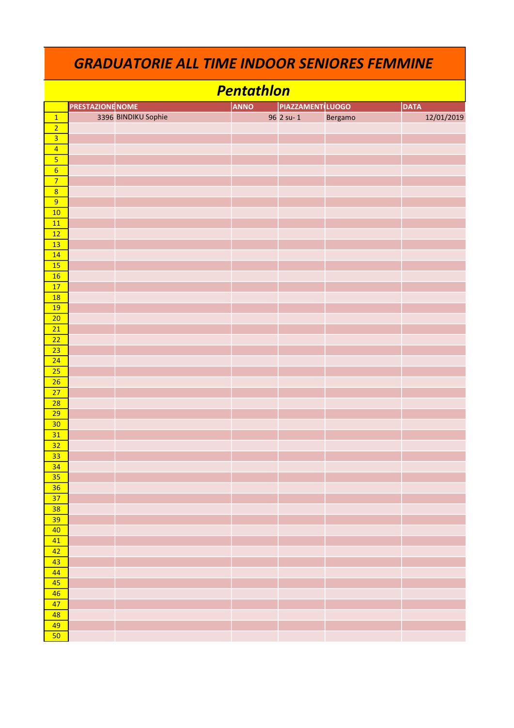# GRADUATORIE ALL TIME INDOOR SENIORES FEMMINE

## Pentathlon

| | PRESTAZIONE | NOME | ANNO | PIAZZAMENTO | LUOGO | DATA |
|---|---|---|---|---|---|---|
| 1 | 3396 | BINDIKU Sophie | 96 | 2 su- 1 | Bergamo | 12/01/2019 |
| 2 | | | | | | |
| 3 | | | | | | |
| 4 | | | | | | |
| 5 | | | | | | |
| 6 | | | | | | |
| 7 | | | | | | |
| 8 | | | | | | |
| 9 | | | | | | |
| 10 | | | | | | |
| 11 | | | | | | |
| 12 | | | | | | |
| 13 | | | | | | |
| 14 | | | | | | |
| 15 | | | | | | |
| 16 | | | | | | |
| 17 | | | | | | |
| 18 | | | | | | |
| 19 | | | | | | |
| 20 | | | | | | |
| 21 | | | | | | |
| 22 | | | | | | |
| 23 | | | | | | |
| 24 | | | | | | |
| 25 | | | | | | |
| 26 | | | | | | |
| 27 | | | | | | |
| 28 | | | | | | |
| 29 | | | | | | |
| 30 | | | | | | |
| 31 | | | | | | |
| 32 | | | | | | |
| 33 | | | | | | |
| 34 | | | | | | |
| 35 | | | | | | |
| 36 | | | | | | |
| 37 | | | | | | |
| 38 | | | | | | |
| 39 | | | | | | |
| 40 | | | | | | |
| 41 | | | | | | |
| 42 | | | | | | |
| 43 | | | | | | |
| 44 | | | | | | |
| 45 | | | | | | |
| 46 | | | | | | |
| 47 | | | | | | |
| 48 | | | | | | |
| 49 | | | | | | |
| 50 | | | | | | |